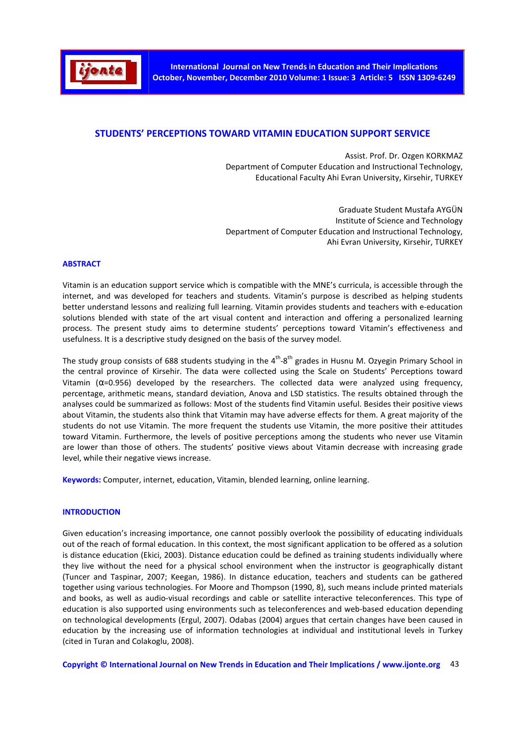# STUDENTS' PERCEPTIONS TOWARD VITAMIN EDUCATION SUPPORT SERVICE

Assist. Prof. Dr. Ozgen KORKMAZ
Department of Computer Education and Instructional Technology,
Educational Faculty Ahi Evran University, Kirsehir, TURKEY

Graduate Student Mustafa AYGÜN
Institute of Science and Technology
Department of Computer Education and Instructional Technology,
Ahi Evran University, Kirsehir, TURKEY

## ABSTRACT

Vitamin is an education support service which is compatible with the MNE's curricula, is accessible through the internet, and was developed for teachers and students. Vitamin's purpose is described as helping students better understand lessons and realizing full learning. Vitamin provides students and teachers with e-education solutions blended with state of the art visual content and interaction and offering a personalized learning process. The present study aims to determine students' perceptions toward Vitamin's effectiveness and usefulness. It is a descriptive study designed on the basis of the survey model.

The study group consists of 688 students studying in the $4^{th}$-$8^{th}$ grades in Husnu M. Ozyegin Primary School in the central province of Kirsehir. The data were collected using the Scale on Students' Perceptions toward Vitamin ($\alpha$=0.956) developed by the researchers. The collected data were analyzed using frequency, percentage, arithmetic means, standard deviation, Anova and LSD statistics. The results obtained through the analyses could be summarized as follows: Most of the students find Vitamin useful. Besides their positive views about Vitamin, the students also think that Vitamin may have adverse effects for them. A great majority of the students do not use Vitamin. The more frequent the students use Vitamin, the more positive their attitudes toward Vitamin. Furthermore, the levels of positive perceptions among the students who never use Vitamin are lower than those of others. The students' positive views about Vitamin decrease with increasing grade level, while their negative views increase.

**Keywords:** Computer, internet, education, Vitamin, blended learning, online learning.

## INTRODUCTION

Given education's increasing importance, one cannot possibly overlook the possibility of educating individuals out of the reach of formal education. In this context, the most significant application to be offered as a solution is distance education (Ekici, 2003). Distance education could be defined as training students individually where they live without the need for a physical school environment when the instructor is geographically distant (Tuncer and Taspinar, 2007; Keegan, 1986). In distance education, teachers and students can be gathered together using various technologies. For Moore and Thompson (1990, 8), such means include printed materials and books, as well as audio-visual recordings and cable or satellite interactive teleconferences. This type of education is also supported using environments such as teleconferences and web-based education depending on technological developments (Ergul, 2007). Odabas (2004) argues that certain changes have been caused in education by the increasing use of information technologies at individual and institutional levels in Turkey (cited in Turan and Colakoglu, 2008).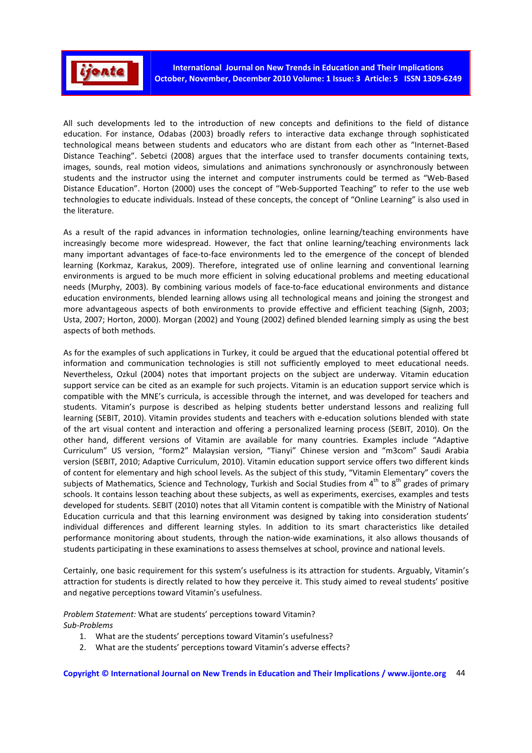All such developments led to the introduction of new concepts and definitions to the field of distance education. For instance, Odabas (2003) broadly refers to interactive data exchange through sophisticated technological means between students and educators who are distant from each other as "Internet-Based Distance Teaching". Sebetci (2008) argues that the interface used to transfer documents containing texts, images, sounds, real motion videos, simulations and animations synchronously or asynchronously between students and the instructor using the internet and computer instruments could be termed as "Web-Based Distance Education". Horton (2000) uses the concept of "Web-Supported Teaching" to refer to the use web technologies to educate individuals. Instead of these concepts, the concept of "Online Learning" is also used in the literature.

As a result of the rapid advances in information technologies, online learning/teaching environments have increasingly become more widespread. However, the fact that online learning/teaching environments lack many important advantages of face-to-face environments led to the emergence of the concept of blended learning (Korkmaz, Karakus, 2009). Therefore, integrated use of online learning and conventional learning environments is argued to be much more efficient in solving educational problems and meeting educational needs (Murphy, 2003). By combining various models of face-to-face educational environments and distance education environments, blended learning allows using all technological means and joining the strongest and more advantageous aspects of both environments to provide effective and efficient teaching (Signh, 2003; Usta, 2007; Horton, 2000). Morgan (2002) and Young (2002) defined blended learning simply as using the best aspects of both methods.

As for the examples of such applications in Turkey, it could be argued that the educational potential offered bt information and communication technologies is still not sufficiently employed to meet educational needs. Nevertheless, Ozkul (2004) notes that important projects on the subject are underway. Vitamin education support service can be cited as an example for such projects. Vitamin is an education support service which is compatible with the MNE's curricula, is accessible through the internet, and was developed for teachers and students. Vitamin's purpose is described as helping students better understand lessons and realizing full learning (SEBIT, 2010). Vitamin provides students and teachers with e-education solutions blended with state of the art visual content and interaction and offering a personalized learning process (SEBIT, 2010). On the other hand, different versions of Vitamin are available for many countries. Examples include "Adaptive Curriculum" US version, "form2" Malaysian version, "Tianyi" Chinese version and "m3com" Saudi Arabia version (SEBIT, 2010; Adaptive Curriculum, 2010). Vitamin education support service offers two different kinds of content for elementary and high school levels. As the subject of this study, "Vitamin Elementary" covers the subjects of Mathematics, Science and Technology, Turkish and Social Studies from 4th to 8th grades of primary schools. It contains lesson teaching about these subjects, as well as experiments, exercises, examples and tests developed for students. SEBIT (2010) notes that all Vitamin content is compatible with the Ministry of National Education curricula and that this learning environment was designed by taking into consideration students' individual differences and different learning styles. In addition to its smart characteristics like detailed performance monitoring about students, through the nation-wide examinations, it also allows thousands of students participating in these examinations to assess themselves at school, province and national levels.

Certainly, one basic requirement for this system's usefulness is its attraction for students. Arguably, Vitamin's attraction for students is directly related to how they perceive it. This study aimed to reveal students' positive and negative perceptions toward Vitamin's usefulness.

*Problem Statement:* What are students' perceptions toward Vitamin?

*Sub-Problems*

1. What are the students' perceptions toward Vitamin's usefulness?
2. What are the students' perceptions toward Vitamin's adverse effects?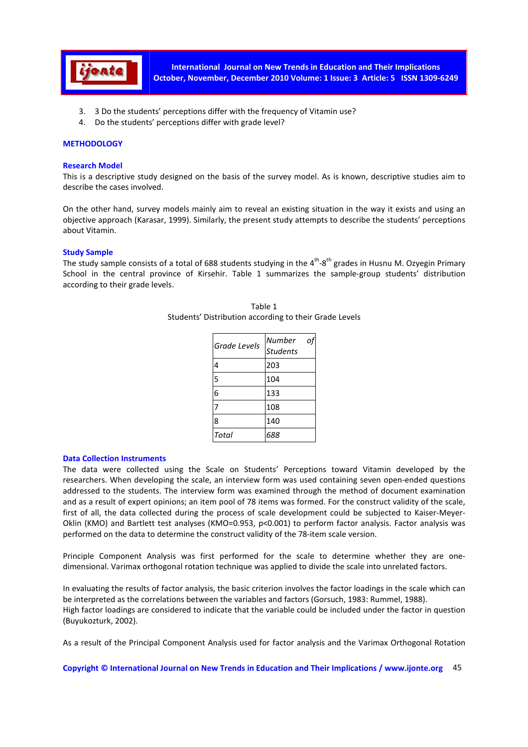3. 3 Do the students' perceptions differ with the frequency of Vitamin use?
4. Do the students' perceptions differ with grade level?

## METHODOLOGY

### Research Model

This is a descriptive study designed on the basis of the survey model. As is known, descriptive studies aim to describe the cases involved.

On the other hand, survey models mainly aim to reveal an existing situation in the way it exists and using an objective approach (Karasar, 1999). Similarly, the present study attempts to describe the students' perceptions about Vitamin.

### Study Sample

The study sample consists of a total of 688 students studying in the 4th-8th grades in Husnu M. Ozyegin Primary School in the central province of Kirsehir. Table 1 summarizes the sample-group students' distribution according to their grade levels.

Table 1
Students' Distribution according to their Grade Levels

| *Grade Levels* | *Number of Students* |
|---|---|
| 4 | 203 |
| 5 | 104 |
| 6 | 133 |
| 7 | 108 |
| 8 | 140 |
| *Total* | *688* |

### Data Collection Instruments

The data were collected using the Scale on Students' Perceptions toward Vitamin developed by the researchers. When developing the scale, an interview form was used containing seven open-ended questions addressed to the students. The interview form was examined through the method of document examination and as a result of expert opinions; an item pool of 78 items was formed. For the construct validity of the scale, first of all, the data collected during the process of scale development could be subjected to Kaiser-Meyer-Oklin (KMO) and Bartlett test analyses (KMO=0.953, $p<0.001$) to perform factor analysis. Factor analysis was performed on the data to determine the construct validity of the 78-item scale version.

Principle Component Analysis was first performed for the scale to determine whether they are one-dimensional. Varimax orthogonal rotation technique was applied to divide the scale into unrelated factors.

In evaluating the results of factor analysis, the basic criterion involves the factor loadings in the scale which can be interpreted as the correlations between the variables and factors (Gorsuch, 1983: Rummel, 1988).
High factor loadings are considered to indicate that the variable could be included under the factor in question (Buyukozturk, 2002).

As a result of the Principal Component Analysis used for factor analysis and the Varimax Orthogonal Rotation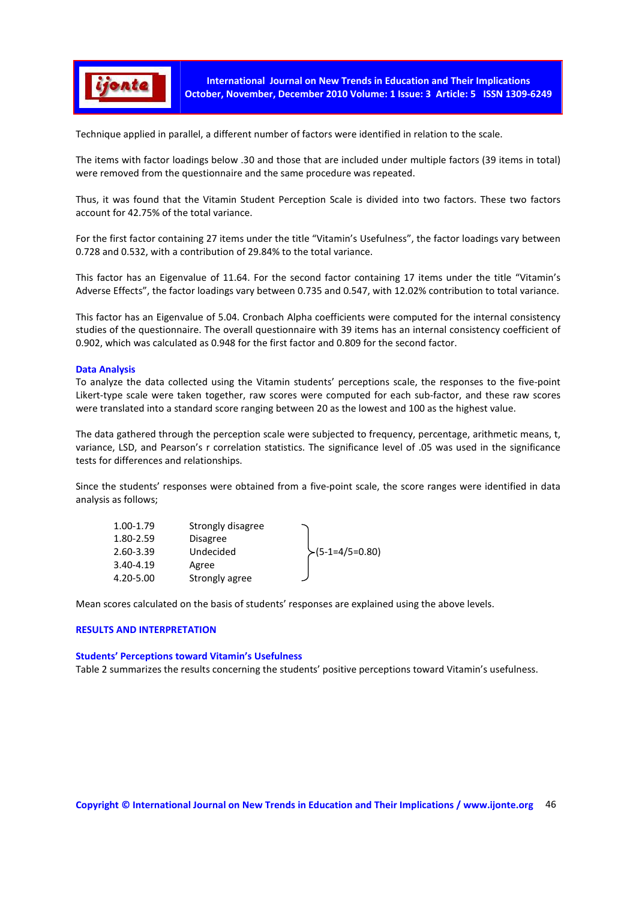Technique applied in parallel, a different number of factors were identified in relation to the scale.

The items with factor loadings below .30 and those that are included under multiple factors (39 items in total) were removed from the questionnaire and the same procedure was repeated.

Thus, it was found that the Vitamin Student Perception Scale is divided into two factors. These two factors account for 42.75% of the total variance.

For the first factor containing 27 items under the title "Vitamin's Usefulness", the factor loadings vary between 0.728 and 0.532, with a contribution of 29.84% to the total variance.

This factor has an Eigenvalue of 11.64. For the second factor containing 17 items under the title "Vitamin's Adverse Effects", the factor loadings vary between 0.735 and 0.547, with 12.02% contribution to total variance.

This factor has an Eigenvalue of 5.04. Cronbach Alpha coefficients were computed for the internal consistency studies of the questionnaire. The overall questionnaire with 39 items has an internal consistency coefficient of 0.902, which was calculated as 0.948 for the first factor and 0.809 for the second factor.

### Data Analysis

To analyze the data collected using the Vitamin students' perceptions scale, the responses to the five-point Likert-type scale were taken together, raw scores were computed for each sub-factor, and these raw scores were translated into a standard score ranging between 20 as the lowest and 100 as the highest value.

The data gathered through the perception scale were subjected to frequency, percentage, arithmetic means, t, variance, LSD, and Pearson's r correlation statistics. The significance level of .05 was used in the significance tests for differences and relationships.

Since the students' responses were obtained from a five-point scale, the score ranges were identified in data analysis as follows;

| | | |
|---|---|---|
| 1.00-1.79 | Strongly disagree | (5-1=4/5=0.80) |
| 1.80-2.59 | Disagree | |
| 2.60-3.39 | Undecided | |
| 3.40-4.19 | Agree | |
| 4.20-5.00 | Strongly agree | |

Mean scores calculated on the basis of students' responses are explained using the above levels.

## RESULTS AND INTERPRETATION

### Students' Perceptions toward Vitamin's Usefulness

Table 2 summarizes the results concerning the students' positive perceptions toward Vitamin's usefulness.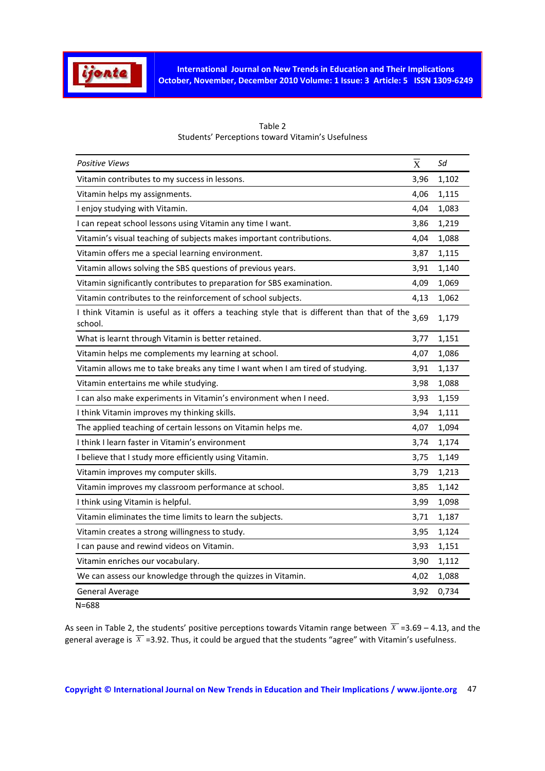Table 2
Students' Perceptions toward Vitamin's Usefulness

| *Positive Views* | $\overline{X}$ | *Sd* |
|---|---|---|
| Vitamin contributes to my success in lessons. | 3,96 | 1,102 |
| Vitamin helps my assignments. | 4,06 | 1,115 |
| I enjoy studying with Vitamin. | 4,04 | 1,083 |
| I can repeat school lessons using Vitamin any time I want. | 3,86 | 1,219 |
| Vitamin's visual teaching of subjects makes important contributions. | 4,04 | 1,088 |
| Vitamin offers me a special learning environment. | 3,87 | 1,115 |
| Vitamin allows solving the SBS questions of previous years. | 3,91 | 1,140 |
| Vitamin significantly contributes to preparation for SBS examination. | 4,09 | 1,069 |
| Vitamin contributes to the reinforcement of school subjects. | 4,13 | 1,062 |
| I think Vitamin is useful as it offers a teaching style that is different than that of the school. | 3,69 | 1,179 |
| What is learnt through Vitamin is better retained. | 3,77 | 1,151 |
| Vitamin helps me complements my learning at school. | 4,07 | 1,086 |
| Vitamin allows me to take breaks any time I want when I am tired of studying. | 3,91 | 1,137 |
| Vitamin entertains me while studying. | 3,98 | 1,088 |
| I can also make experiments in Vitamin's environment when I need. | 3,93 | 1,159 |
| I think Vitamin improves my thinking skills. | 3,94 | 1,111 |
| The applied teaching of certain lessons on Vitamin helps me. | 4,07 | 1,094 |
| I think I learn faster in Vitamin's environment | 3,74 | 1,174 |
| I believe that I study more efficiently using Vitamin. | 3,75 | 1,149 |
| Vitamin improves my computer skills. | 3,79 | 1,213 |
| Vitamin improves my classroom performance at school. | 3,85 | 1,142 |
| I think using Vitamin is helpful. | 3,99 | 1,098 |
| Vitamin eliminates the time limits to learn the subjects. | 3,71 | 1,187 |
| Vitamin creates a strong willingness to study. | 3,95 | 1,124 |
| I can pause and rewind videos on Vitamin. | 3,93 | 1,151 |
| Vitamin enriches our vocabulary. | 3,90 | 1,112 |
| We can assess our knowledge through the quizzes in Vitamin. | 4,02 | 1,088 |
| General Average | 3,92 | 0,734 |

N=688

As seen in Table 2, the students' positive perceptions towards Vitamin range between $\overline{X}$ =3.69 – 4.13, and the general average is $\overline{X}$ =3.92. Thus, it could be argued that the students "agree" with Vitamin's usefulness.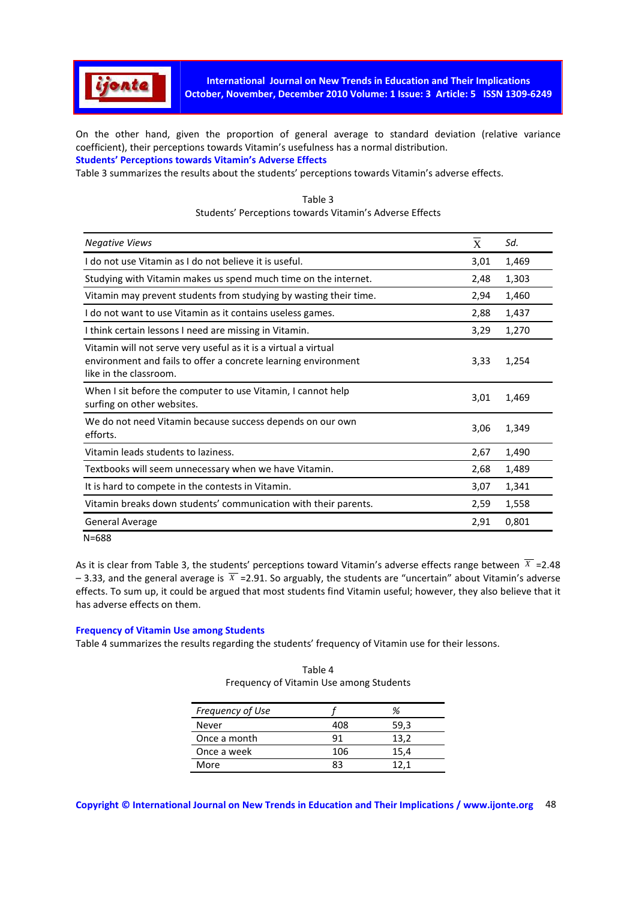On the other hand, given the proportion of general average to standard deviation (relative variance coefficient), their perceptions towards Vitamin's usefulness has a normal distribution.

### Students' Perceptions towards Vitamin's Adverse Effects

Table 3 summarizes the results about the students' perceptions towards Vitamin's adverse effects.

Table 3
Students' Perceptions towards Vitamin's Adverse Effects

| *Negative Views* | $\overline{X}$ | *Sd.* |
|---|---|---|
| I do not use Vitamin as I do not believe it is useful. | 3,01 | 1,469 |
| Studying with Vitamin makes us spend much time on the internet. | 2,48 | 1,303 |
| Vitamin may prevent students from studying by wasting their time. | 2,94 | 1,460 |
| I do not want to use Vitamin as it contains useless games. | 2,88 | 1,437 |
| I think certain lessons I need are missing in Vitamin. | 3,29 | 1,270 |
| Vitamin will not serve very useful as it is a virtual a virtual environment and fails to offer a concrete learning environment like in the classroom. | 3,33 | 1,254 |
| When I sit before the computer to use Vitamin, I cannot help surfing on other websites. | 3,01 | 1,469 |
| We do not need Vitamin because success depends on our own efforts. | 3,06 | 1,349 |
| Vitamin leads students to laziness. | 2,67 | 1,490 |
| Textbooks will seem unnecessary when we have Vitamin. | 2,68 | 1,489 |
| It is hard to compete in the contests in Vitamin. | 3,07 | 1,341 |
| Vitamin breaks down students' communication with their parents. | 2,59 | 1,558 |
| General Average | 2,91 | 0,801 |

N=688

As it is clear from Table 3, the students' perceptions toward Vitamin's adverse effects range between $\overline{X}$ =2.48 – 3.33, and the general average is $\overline{X}$ =2.91. So arguably, the students are "uncertain" about Vitamin's adverse effects. To sum up, it could be argued that most students find Vitamin useful; however, they also believe that it has adverse effects on them.

### Frequency of Vitamin Use among Students

Table 4 summarizes the results regarding the students' frequency of Vitamin use for their lessons.

Table 4
Frequency of Vitamin Use among Students

| *Frequency of Use* | *f* | *%* |
|---|---|---|
| Never | 408 | 59,3 |
| Once a month | 91 | 13,2 |
| Once a week | 106 | 15,4 |
| More | 83 | 12,1 |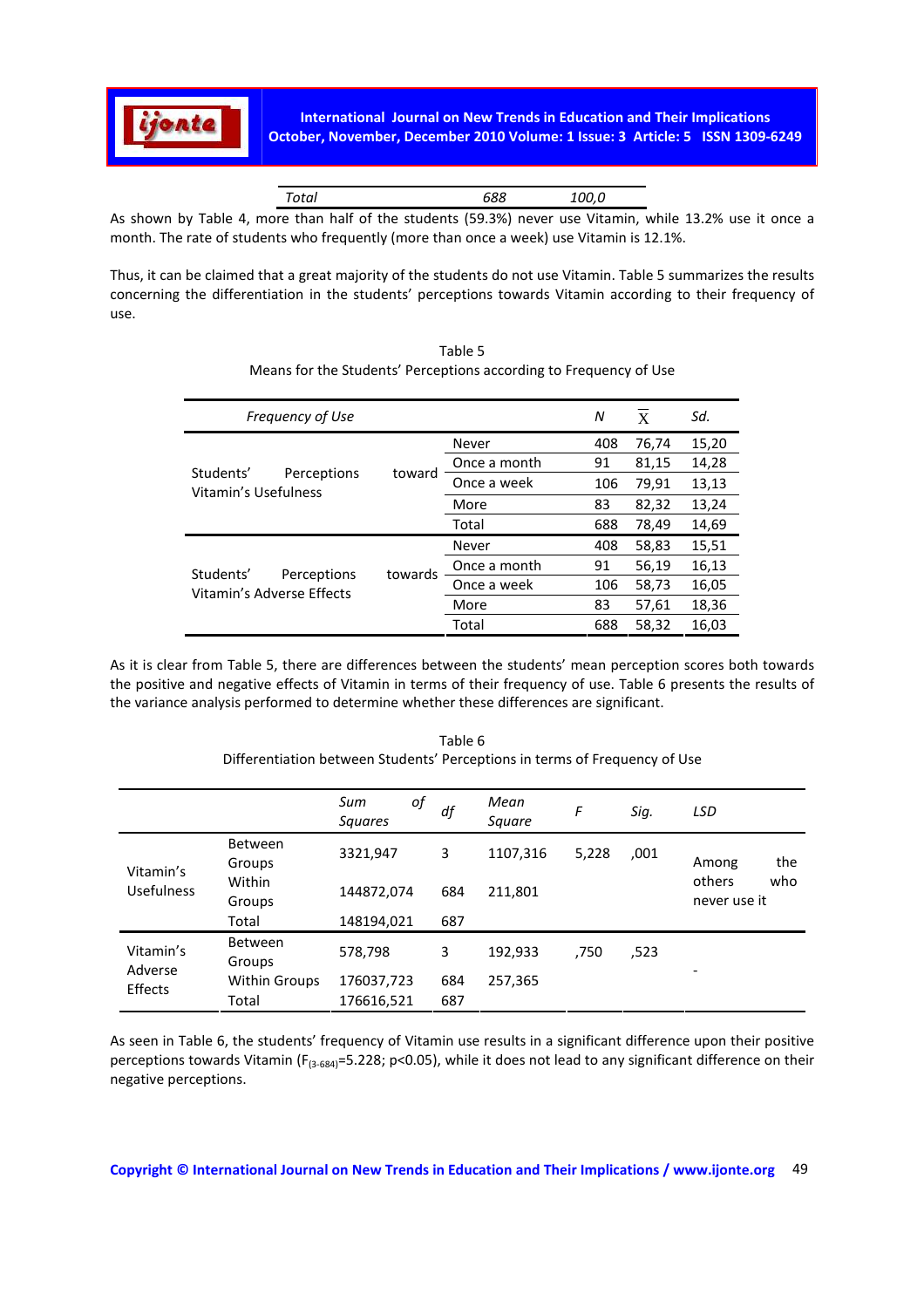| Total | 688 | 100,0 |
|---|---|---|

As shown by Table 4, more than half of the students (59.3%) never use Vitamin, while 13.2% use it once a month. The rate of students who frequently (more than once a week) use Vitamin is 12.1%.

Thus, it can be claimed that a great majority of the students do not use Vitamin. Table 5 summarizes the results concerning the differentiation in the students' perceptions towards Vitamin according to their frequency of use.

Table 5
Means for the Students' Perceptions according to Frequency of Use

| *Frequency of Use* | | *N* | $\bar{X}$ | *Sd.* |
|---|---|---|---|---|
| Students' Perceptions toward Vitamin's Usefulness | Never | 408 | 76,74 | 15,20 |
| | Once a month | 91 | 81,15 | 14,28 |
| | Once a week | 106 | 79,91 | 13,13 |
| | More | 83 | 82,32 | 13,24 |
| | Total | 688 | 78,49 | 14,69 |
| Students' Perceptions towards Vitamin's Adverse Effects | Never | 408 | 58,83 | 15,51 |
| | Once a month | 91 | 56,19 | 16,13 |
| | Once a week | 106 | 58,73 | 16,05 |
| | More | 83 | 57,61 | 18,36 |
| | Total | 688 | 58,32 | 16,03 |

As it is clear from Table 5, there are differences between the students' mean perception scores both towards the positive and negative effects of Vitamin in terms of their frequency of use. Table 6 presents the results of the variance analysis performed to determine whether these differences are significant.

Table 6
Differentiation between Students' Perceptions in terms of Frequency of Use

| | | *Sum of Squares* | *df* | *Mean Square* | *F* | *Sig.* | *LSD* |
|---|---|---|---|---|---|---|---|
| Vitamin's Usefulness | Between Groups | 3321,947 | 3 | 1107,316 | 5,228 | ,001 | Among the others who never use it |
| | Within Groups | 144872,074 | 684 | 211,801 | | | |
| | Total | 148194,021 | 687 | | | | |
| Vitamin's Adverse Effects | Between Groups | 578,798 | 3 | 192,933 | ,750 | ,523 | - |
| | Within Groups | 176037,723 | 684 | 257,365 | | | |
| | Total | 176616,521 | 687 | | | | |

As seen in Table 6, the students' frequency of Vitamin use results in a significant difference upon their positive perceptions towards Vitamin ($F_{(3\text{-}684)}$=5.228; $p<0.05$), while it does not lead to any significant difference on their negative perceptions.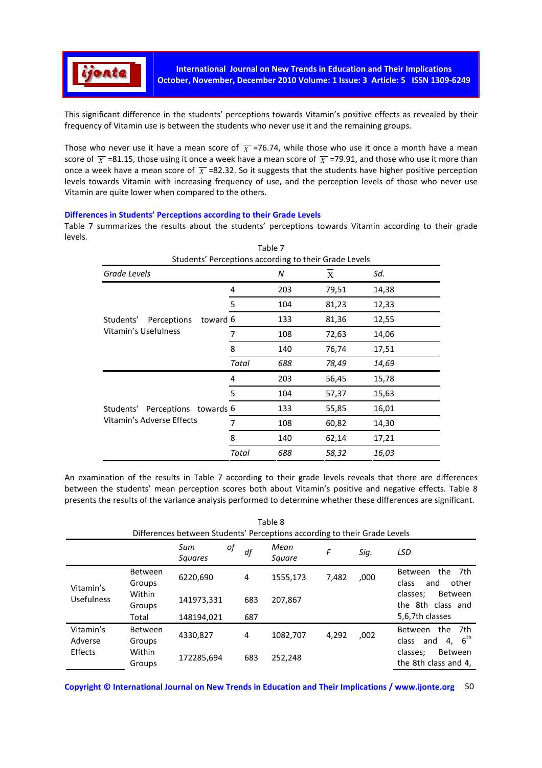This significant difference in the students' perceptions towards Vitamin's positive effects as revealed by their frequency of Vitamin use is between the students who never use it and the remaining groups.

Those who never use it have a mean score of $\overline{X}$ =76.74, while those who use it once a month have a mean score of $\overline{X}$ =81.15, those using it once a week have a mean score of $\overline{X}$ =79.91, and those who use it more than once a week have a mean score of $\overline{X}$ =82.32. So it suggests that the students have higher positive perception levels towards Vitamin with increasing frequency of use, and the perception levels of those who never use Vitamin are quite lower when compared to the others.

### Differences in Students' Perceptions according to their Grade Levels

Table 7 summarizes the results about the students' perceptions towards Vitamin according to their grade levels.

Table 7
Students' Perceptions according to their Grade Levels

| *Grade Levels* | | *N* | $\overline{X}$ | *Sd.* |
|---|---|---|---|---|
| Students' Perceptions toward Vitamin's Usefulness | 4 | 203 | 79,51 | 14,38 |
| | 5 | 104 | 81,23 | 12,33 |
| | 6 | 133 | 81,36 | 12,55 |
| | 7 | 108 | 72,63 | 14,06 |
| | 8 | 140 | 76,74 | 17,51 |
| | *Total* | *688* | *78,49* | *14,69* |
| Students' Perceptions towards Vitamin's Adverse Effects | 4 | 203 | 56,45 | 15,78 |
| | 5 | 104 | 57,37 | 15,63 |
| | 6 | 133 | 55,85 | 16,01 |
| | 7 | 108 | 60,82 | 14,30 |
| | 8 | 140 | 62,14 | 17,21 |
| | *Total* | *688* | *58,32* | *16,03* |

An examination of the results in Table 7 according to their grade levels reveals that there are differences between the students' mean perception scores both about Vitamin's positive and negative effects. Table 8 presents the results of the variance analysis performed to determine whether these differences are significant.

Table 8
Differences between Students' Perceptions according to their Grade Levels

| | | *Sum of Squares* | *df* | *Mean Square* | *F* | *Sig.* | *LSD* |
|---|---|---|---|---|---|---|---|
| Vitamin's Usefulness | Between Groups | 6220,690 | 4 | 1555,173 | 7,482 | ,000 | Between the 7th class and other classes; Between the 8th class and 5,6,7th classes |
| | Within Groups | 141973,331 | 683 | 207,867 | | | |
| | Total | 148194,021 | 687 | | | | |
| Vitamin's Adverse Effects | Between Groups | 4330,827 | 4 | 1082,707 | 4,292 | ,002 | Between the 7th class and 4, 6th classes; Between the 8th class and 4, |
| | Within Groups | 172285,694 | 683 | 252,248 | | | |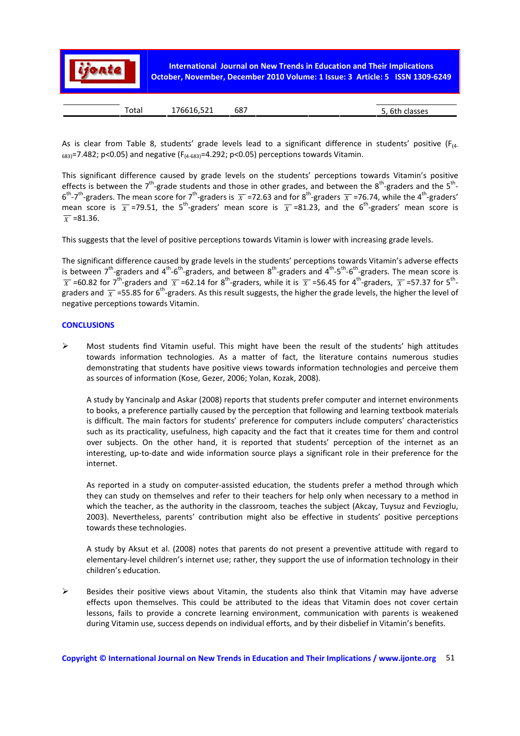| | Total | 176616,521 | 687 | | | | 5, 6th classes |
|---|---|---|---|---|---|---|---|

As is clear from Table 8, students' grade levels lead to a significant difference in students' positive ($F_{(4-683)}$=7.482; p<0.05) and negative ($F_{(4-683)}$=4.292; p<0.05) perceptions towards Vitamin.

This significant difference caused by grade levels on the students' perceptions towards Vitamin's positive effects is between the 7th-grade students and those in other grades, and between the 8th-graders and the 5th-6th-7th-graders. The mean score for 7th-graders is $\bar{X}$ =72.63 and for 8th-graders $\bar{X}$ =76.74, while the 4th-graders' mean score is $\bar{X}$ =79.51, the 5th-graders' mean score is $\bar{X}$ =81.23, and the 6th-graders' mean score is $\bar{X}$ =81.36.

This suggests that the level of positive perceptions towards Vitamin is lower with increasing grade levels.

The significant difference caused by grade levels in the students' perceptions towards Vitamin's adverse effects is between 7th-graders and 4th-6th-graders, and between 8th-graders and 4th-5th-6th-graders. The mean score is $\bar{X}$ =60.82 for 7th-graders and $\bar{X}$ =62.14 for 8th-graders, while it is $\bar{X}$ =56.45 for 4th-graders, $\bar{X}$ =57.37 for 5th-graders and $\bar{X}$ =55.85 for 6th-graders. As this result suggests, the higher the grade levels, the higher the level of negative perceptions towards Vitamin.

## CONCLUSIONS

- Most students find Vitamin useful. This might have been the result of the students' high attitudes towards information technologies. As a matter of fact, the literature contains numerous studies demonstrating that students have positive views towards information technologies and perceive them as sources of information (Kose, Gezer, 2006; Yolan, Kozak, 2008).

  A study by Yancinalp and Askar (2008) reports that students prefer computer and internet environments to books, a preference partially caused by the perception that following and learning textbook materials is difficult. The main factors for students' preference for computers include computers' characteristics such as its practicality, usefulness, high capacity and the fact that it creates time for them and control over subjects. On the other hand, it is reported that students' perception of the internet as an interesting, up-to-date and wide information source plays a significant role in their preference for the internet.

  As reported in a study on computer-assisted education, the students prefer a method through which they can study on themselves and refer to their teachers for help only when necessary to a method in which the teacher, as the authority in the classroom, teaches the subject (Akcay, Tuysuz and Fevzioglu, 2003). Nevertheless, parents' contribution might also be effective in students' positive perceptions towards these technologies.

  A study by Aksut et al. (2008) notes that parents do not present a preventive attitude with regard to elementary-level children's internet use; rather, they support the use of information technology in their children's education.

- Besides their positive views about Vitamin, the students also think that Vitamin may have adverse effects upon themselves. This could be attributed to the ideas that Vitamin does not cover certain lessons, fails to provide a concrete learning environment, communication with parents is weakened during Vitamin use, success depends on individual efforts, and by their disbelief in Vitamin's benefits.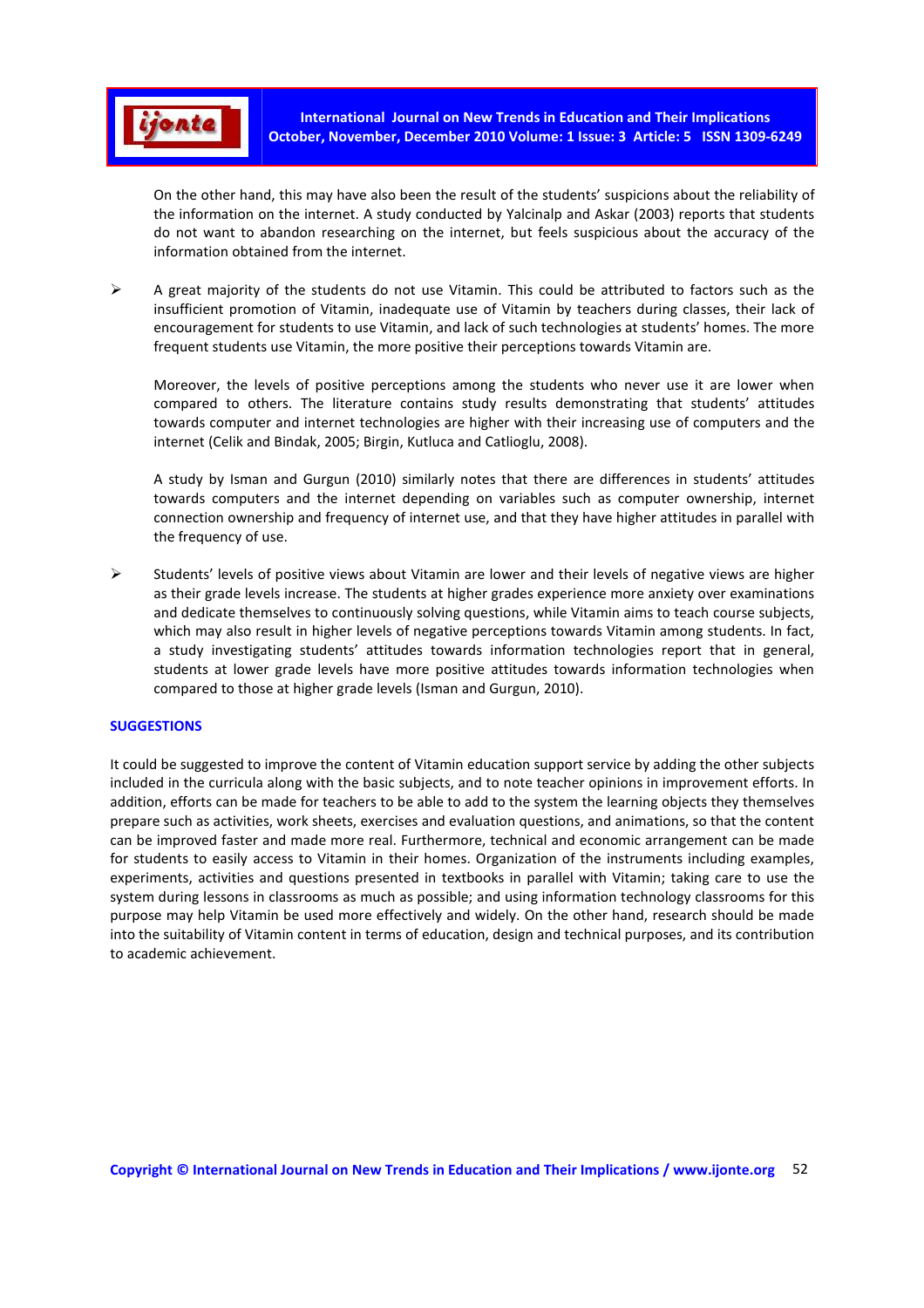On the other hand, this may have also been the result of the students' suspicions about the reliability of the information on the internet. A study conducted by Yalcinalp and Askar (2003) reports that students do not want to abandon researching on the internet, but feels suspicious about the accuracy of the information obtained from the internet.

- A great majority of the students do not use Vitamin. This could be attributed to factors such as the insufficient promotion of Vitamin, inadequate use of Vitamin by teachers during classes, their lack of encouragement for students to use Vitamin, and lack of such technologies at students' homes. The more frequent students use Vitamin, the more positive their perceptions towards Vitamin are.

  Moreover, the levels of positive perceptions among the students who never use it are lower when compared to others. The literature contains study results demonstrating that students' attitudes towards computer and internet technologies are higher with their increasing use of computers and the internet (Celik and Bindak, 2005; Birgin, Kutluca and Catlioglu, 2008).

  A study by Isman and Gurgun (2010) similarly notes that there are differences in students' attitudes towards computers and the internet depending on variables such as computer ownership, internet connection ownership and frequency of internet use, and that they have higher attitudes in parallel with the frequency of use.

- Students' levels of positive views about Vitamin are lower and their levels of negative views are higher as their grade levels increase. The students at higher grades experience more anxiety over examinations and dedicate themselves to continuously solving questions, while Vitamin aims to teach course subjects, which may also result in higher levels of negative perceptions towards Vitamin among students. In fact, a study investigating students' attitudes towards information technologies report that in general, students at lower grade levels have more positive attitudes towards information technologies when compared to those at higher grade levels (Isman and Gurgun, 2010).

## SUGGESTIONS

It could be suggested to improve the content of Vitamin education support service by adding the other subjects included in the curricula along with the basic subjects, and to note teacher opinions in improvement efforts. In addition, efforts can be made for teachers to be able to add to the system the learning objects they themselves prepare such as activities, work sheets, exercises and evaluation questions, and animations, so that the content can be improved faster and made more real. Furthermore, technical and economic arrangement can be made for students to easily access to Vitamin in their homes. Organization of the instruments including examples, experiments, activities and questions presented in textbooks in parallel with Vitamin; taking care to use the system during lessons in classrooms as much as possible; and using information technology classrooms for this purpose may help Vitamin be used more effectively and widely. On the other hand, research should be made into the suitability of Vitamin content in terms of education, design and technical purposes, and its contribution to academic achievement.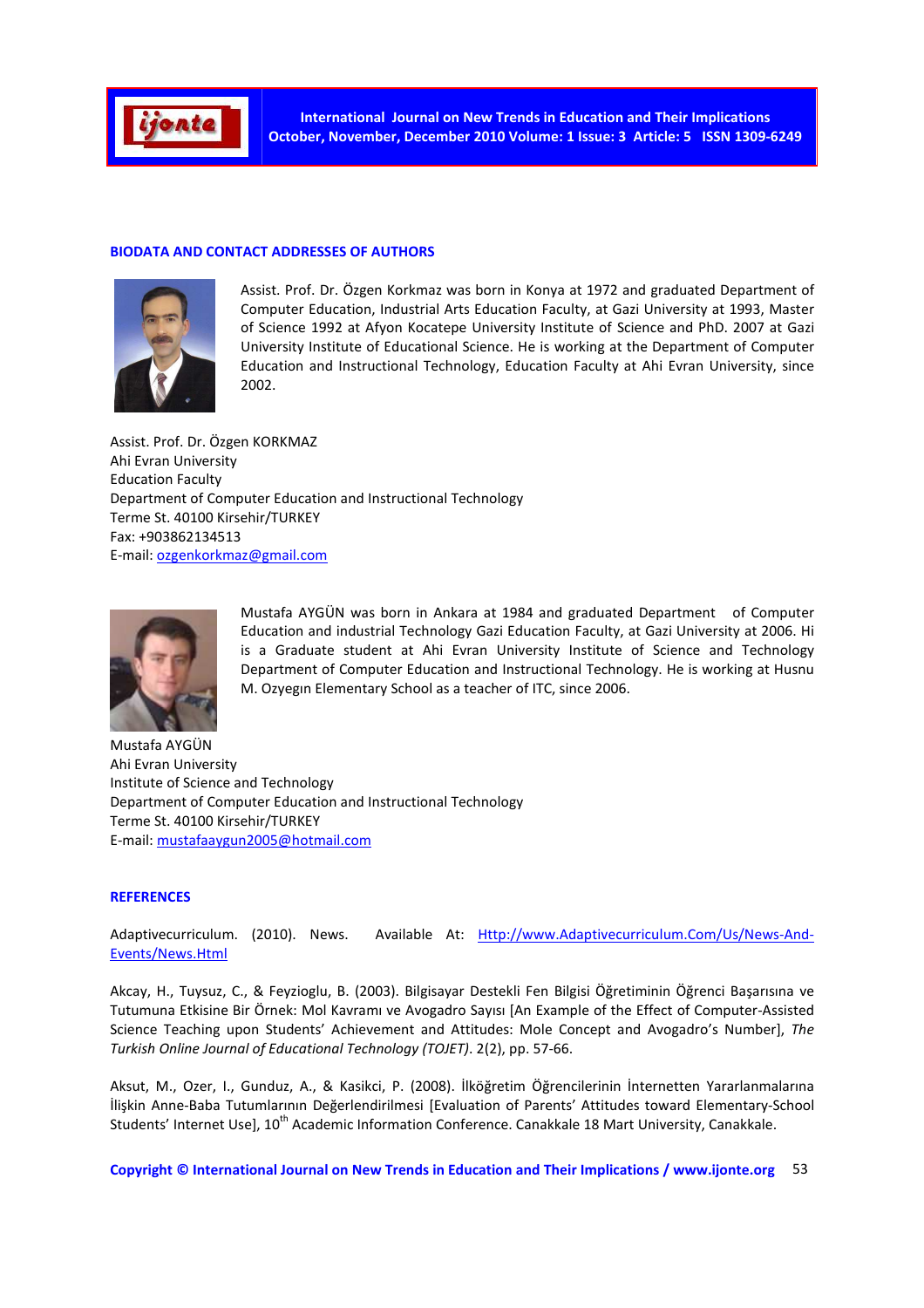## BIODATA AND CONTACT ADDRESSES OF AUTHORS

Assist. Prof. Dr. Özgen Korkmaz was born in Konya at 1972 and graduated Department of Computer Education, Industrial Arts Education Faculty, at Gazi University at 1993, Master of Science 1992 at Afyon Kocatepe University Institute of Science and PhD. 2007 at Gazi University Institute of Educational Science. He is working at the Department of Computer Education and Instructional Technology, Education Faculty at Ahi Evran University, since 2002.

Assist. Prof. Dr. Özgen KORKMAZ
Ahi Evran University
Education Faculty
Department of Computer Education and Instructional Technology
Terme St. 40100 Kirsehir/TURKEY
Fax: +903862134513
E-mail: ozgenkorkmaz@gmail.com

Mustafa AYGÜN was born in Ankara at 1984 and graduated Department of Computer Education and industrial Technology Gazi Education Faculty, at Gazi University at 2006. Hi is a Graduate student at Ahi Evran University Institute of Science and Technology Department of Computer Education and Instructional Technology. He is working at Husnu M. Ozyegın Elementary School as a teacher of ITC, since 2006.

Mustafa AYGÜN
Ahi Evran University
Institute of Science and Technology
Department of Computer Education and Instructional Technology
Terme St. 40100 Kirsehir/TURKEY
E-mail: mustafaaygun2005@hotmail.com

## REFERENCES

Adaptivecurriculum. (2010). News. Available At: Http://www.Adaptivecurriculum.Com/Us/News-And-Events/News.Html

Akcay, H., Tuysuz, C., & Feyzioglu, B. (2003). Bilgisayar Destekli Fen Bilgisi Öğretiminin Öğrenci Başarısına ve Tutumuna Etkisine Bir Örnek: Mol Kavramı ve Avogadro Sayısı [An Example of the Effect of Computer-Assisted Science Teaching upon Students' Achievement and Attitudes: Mole Concept and Avogadro's Number], *The Turkish Online Journal of Educational Technology (TOJET)*. 2(2), pp. 57-66.

Aksut, M., Ozer, I., Gunduz, A., & Kasikci, P. (2008). İlköğretim Öğrencilerinin İnternetten Yararlanmalarına İlişkin Anne-Baba Tutumlarının Değerlendirilmesi [Evaluation of Parents' Attitudes toward Elementary-School Students' Internet Use], 10th Academic Information Conference. Canakkale 18 Mart University, Canakkale.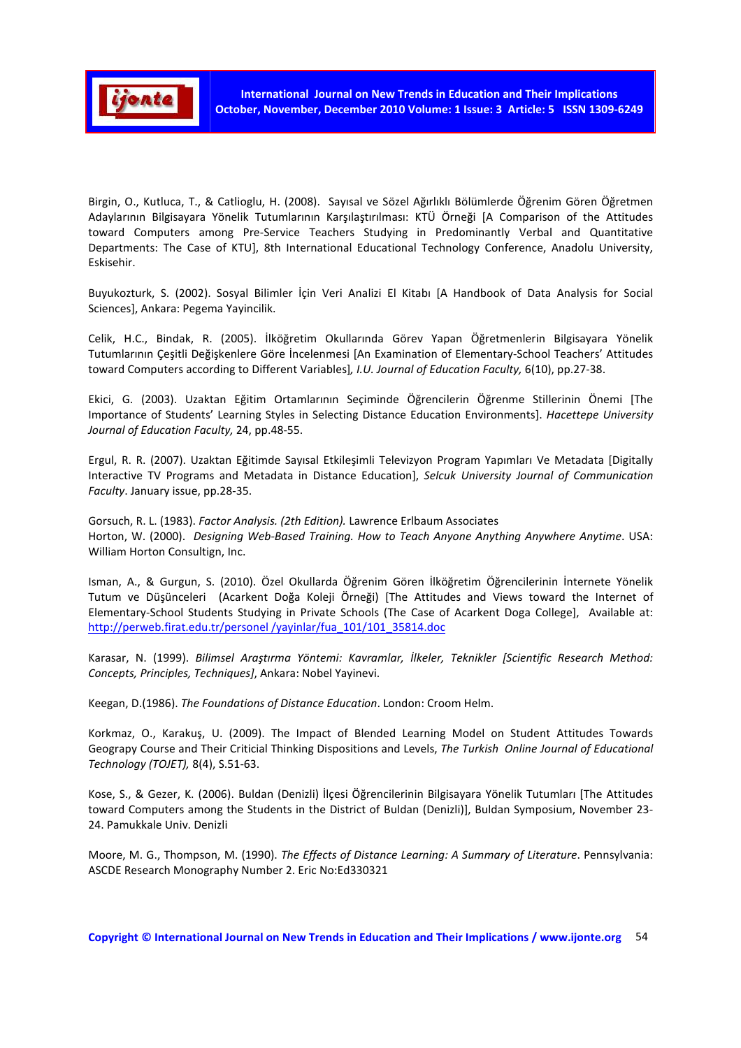Birgin, O., Kutluca, T., & Catlioglu, H. (2008). Sayısal ve Sözel Ağırlıklı Bölümlerde Öğrenim Gören Öğretmen Adaylarının Bilgisayara Yönelik Tutumlarının Karşılaştırılması: KTÜ Örneği [A Comparison of the Attitudes toward Computers among Pre-Service Teachers Studying in Predominantly Verbal and Quantitative Departments: The Case of KTU], 8th International Educational Technology Conference, Anadolu University, Eskisehir.

Buyukozturk, S. (2002). Sosyal Bilimler İçin Veri Analizi El Kitabı [A Handbook of Data Analysis for Social Sciences], Ankara: Pegema Yayincilik.

Celik, H.C., Bindak, R. (2005). İlköğretim Okullarında Görev Yapan Öğretmenlerin Bilgisayara Yönelik Tutumlarının Çeşitli Değişkenlere Göre İncelenmesi [An Examination of Elementary-School Teachers' Attitudes toward Computers according to Different Variables], *I.U. Journal of Education Faculty,* 6(10), pp.27-38.

Ekici, G. (2003). Uzaktan Eğitim Ortamlarının Seçiminde Öğrencilerin Öğrenme Stillerinin Önemi [The Importance of Students' Learning Styles in Selecting Distance Education Environments]. *Hacettepe University Journal of Education Faculty,* 24, pp.48-55.

Ergul, R. R. (2007). Uzaktan Eğitimde Sayısal Etkileşimli Televizyon Program Yapımları Ve Metadata [Digitally Interactive TV Programs and Metadata in Distance Education], *Selcuk University Journal of Communication Faculty*. January issue, pp.28-35.

Gorsuch, R. L. (1983). *Factor Analysis. (2th Edition).* Lawrence Erlbaum Associates
Horton, W. (2000). *Designing Web-Based Training. How to Teach Anyone Anything Anywhere Anytime*. USA: William Horton Consultign, Inc.

Isman, A., & Gurgun, S. (2010). Özel Okullarda Öğrenim Gören İlköğretim Öğrencilerinin İnternete Yönelik Tutum ve Düşünceleri (Acarkent Doğa Koleji Örneği) [The Attitudes and Views toward the Internet of Elementary-School Students Studying in Private Schools (The Case of Acarkent Doga College], Available at: http://perweb.firat.edu.tr/personel /yayinlar/fua_101/101_35814.doc

Karasar, N. (1999). *Bilimsel Araştırma Yöntemi: Kavramlar, İlkeler, Teknikler [Scientific Research Method: Concepts, Principles, Techniques]*, Ankara: Nobel Yayinevi.

Keegan, D.(1986). *The Foundations of Distance Education*. London: Croom Helm.

Korkmaz, O., Karakuş, U. (2009). The Impact of Blended Learning Model on Student Attitudes Towards Geograpy Course and Their Criticial Thinking Dispositions and Levels, *The Turkish Online Journal of Educational Technology (TOJET),* 8(4), S.51-63.

Kose, S., & Gezer, K. (2006). Buldan (Denizli) İlçesi Öğrencilerinin Bilgisayara Yönelik Tutumları [The Attitudes toward Computers among the Students in the District of Buldan (Denizli)], Buldan Symposium, November 23-24. Pamukkale Univ. Denizli

Moore, M. G., Thompson, M. (1990). *The Effects of Distance Learning: A Summary of Literature*. Pennsylvania: ASCDE Research Monography Number 2. Eric No:Ed330321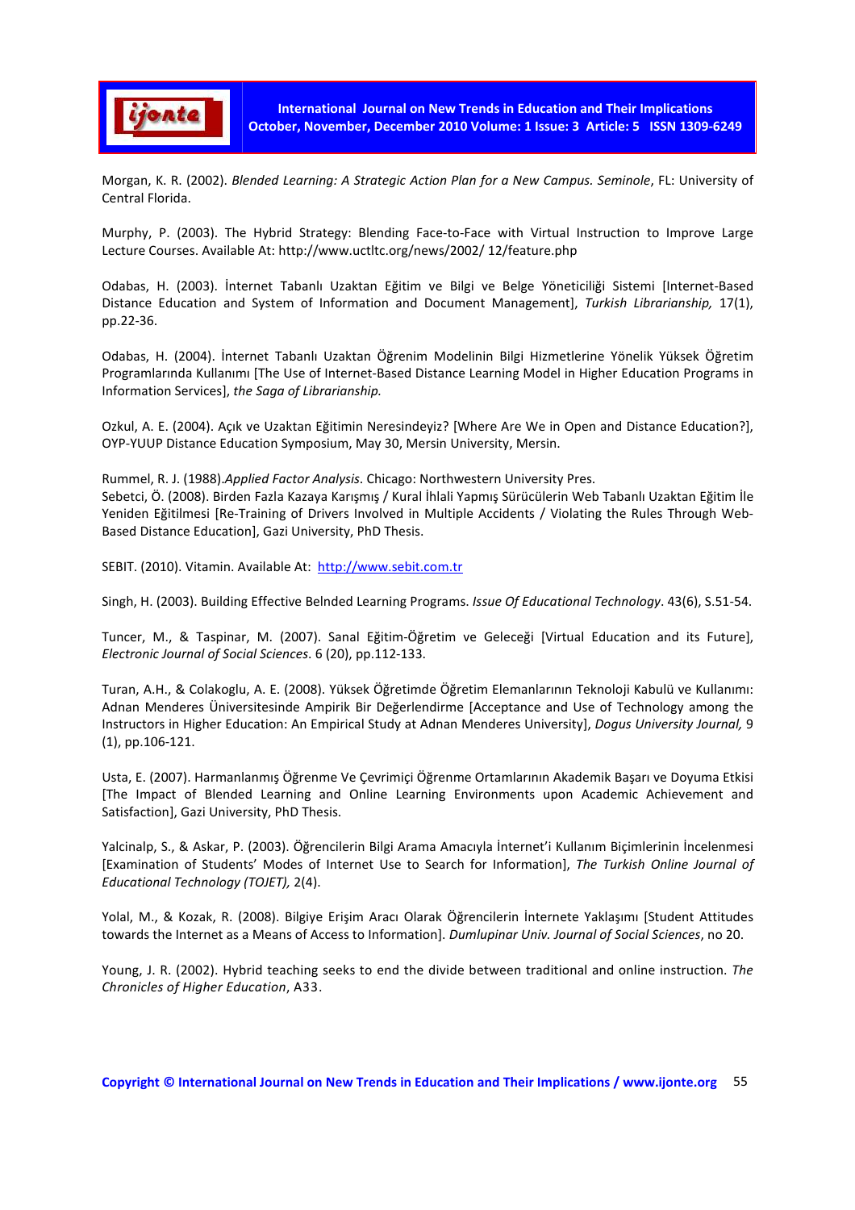Morgan, K. R. (2002). *Blended Learning: A Strategic Action Plan for a New Campus. Seminole*, FL: University of Central Florida.

Murphy, P. (2003). The Hybrid Strategy: Blending Face-to-Face with Virtual Instruction to Improve Large Lecture Courses. Available At: http://www.uctltc.org/news/2002/ 12/feature.php

Odabas, H. (2003). İnternet Tabanlı Uzaktan Eğitim ve Bilgi ve Belge Yöneticiliği Sistemi [Internet-Based Distance Education and System of Information and Document Management], *Turkish Librarianship,* 17(1), pp.22-36.

Odabas, H. (2004). İnternet Tabanlı Uzaktan Öğrenim Modelinin Bilgi Hizmetlerine Yönelik Yüksek Öğretim Programlarında Kullanımı [The Use of Internet-Based Distance Learning Model in Higher Education Programs in Information Services], *the Saga of Librarianship.*

Ozkul, A. E. (2004). Açık ve Uzaktan Eğitimin Neresindeyiz? [Where Are We in Open and Distance Education?], OYP-YUUP Distance Education Symposium, May 30, Mersin University, Mersin.

Rummel, R. J. (1988).*Applied Factor Analysis*. Chicago: Northwestern University Pres.
Sebetci, Ö. (2008). Birden Fazla Kazaya Karışmış / Kural İhlali Yapmış Sürücülerin Web Tabanlı Uzaktan Eğitim İle Yeniden Eğitilmesi [Re-Training of Drivers Involved in Multiple Accidents / Violating the Rules Through Web-Based Distance Education], Gazi University, PhD Thesis.

SEBIT. (2010). Vitamin. Available At: http://www.sebit.com.tr

Singh, H. (2003). Building Effective Belnded Learning Programs. *Issue Of Educational Technology*. 43(6), S.51-54.

Tuncer, M., & Taspinar, M. (2007). Sanal Eğitim-Öğretim ve Geleceği [Virtual Education and its Future], *Electronic Journal of Social Sciences*. 6 (20), pp.112-133.

Turan, A.H., & Colakoglu, A. E. (2008). Yüksek Öğretimde Öğretim Elemanlarının Teknoloji Kabulü ve Kullanımı: Adnan Menderes Üniversitesinde Ampirik Bir Değerlendirme [Acceptance and Use of Technology among the Instructors in Higher Education: An Empirical Study at Adnan Menderes University], *Dogus University Journal,* 9 (1), pp.106-121.

Usta, E. (2007). Harmanlanmış Öğrenme Ve Çevrimiçi Öğrenme Ortamlarının Akademik Başarı ve Doyuma Etkisi [The Impact of Blended Learning and Online Learning Environments upon Academic Achievement and Satisfaction], Gazi University, PhD Thesis.

Yalcinalp, S., & Askar, P. (2003). Öğrencilerin Bilgi Arama Amacıyla İnternet'i Kullanım Biçimlerinin İncelenmesi [Examination of Students' Modes of Internet Use to Search for Information], *The Turkish Online Journal of Educational Technology (TOJET),* 2(4).

Yolal, M., & Kozak, R. (2008). Bilgiye Erişim Aracı Olarak Öğrencilerin İnternete Yaklaşımı [Student Attitudes towards the Internet as a Means of Access to Information]. *Dumlupinar Univ. Journal of Social Sciences*, no 20.

Young, J. R. (2002). Hybrid teaching seeks to end the divide between traditional and online instruction. *The Chronicles of Higher Education*, A33.